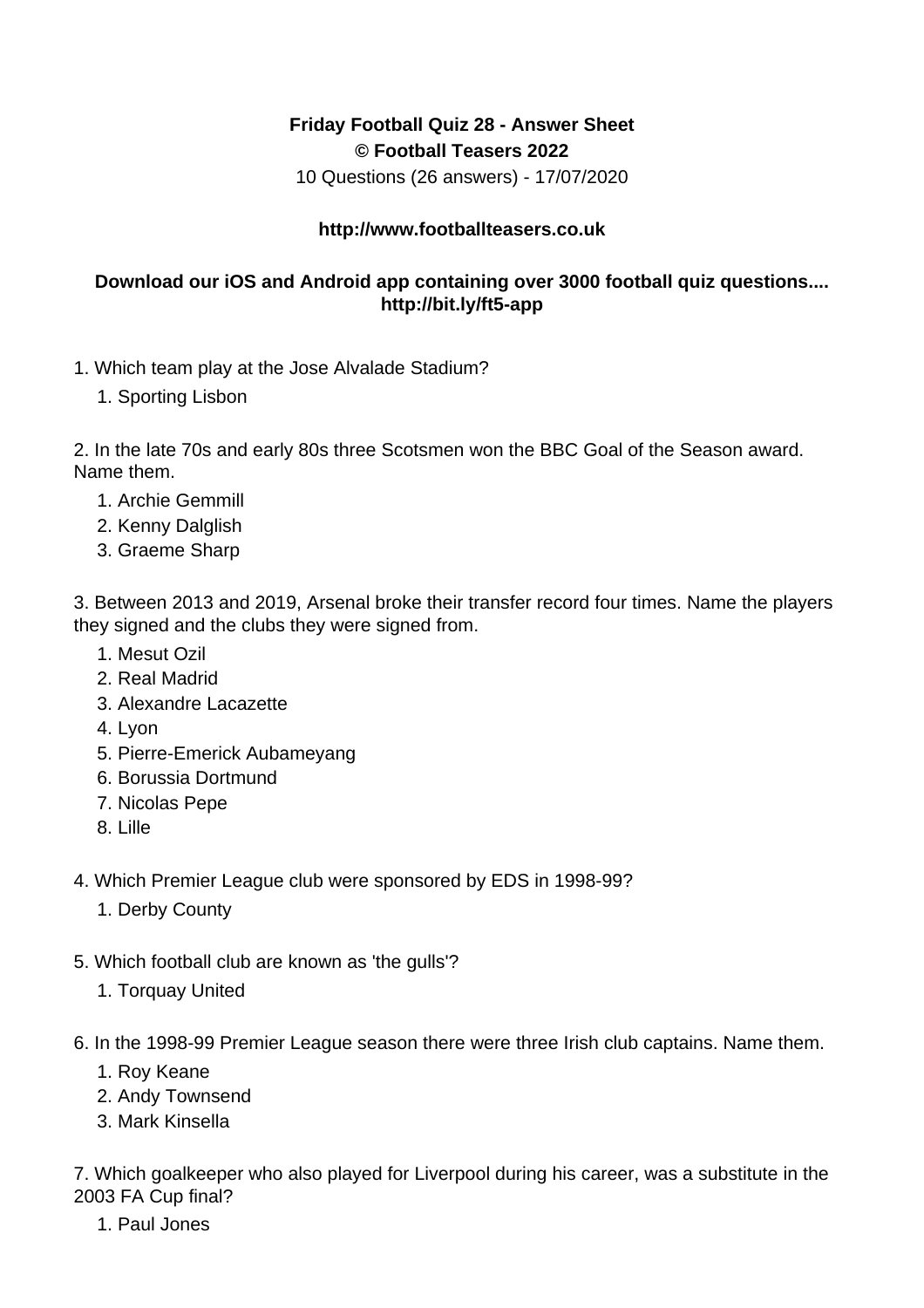**Friday Football Quiz 28 - Answer Sheet**
**© Football Teasers 2022**
10 Questions (26 answers) - 17/07/2020

**http://www.footballteasers.co.uk**

**Download our iOS and Android app containing over 3000 football quiz questions.... http://bit.ly/ft5-app**

1. Which team play at the Jose Alvalade Stadium?
    1. Sporting Lisbon

2. In the late 70s and early 80s three Scotsmen won the BBC Goal of the Season award. Name them.
    1. Archie Gemmill
    2. Kenny Dalglish
    3. Graeme Sharp

3. Between 2013 and 2019, Arsenal broke their transfer record four times. Name the players they signed and the clubs they were signed from.
    1. Mesut Ozil
    2. Real Madrid
    3. Alexandre Lacazette
    4. Lyon
    5. Pierre-Emerick Aubameyang
    6. Borussia Dortmund
    7. Nicolas Pepe
    8. Lille

4. Which Premier League club were sponsored by EDS in 1998-99?
    1. Derby County

5. Which football club are known as 'the gulls'?
    1. Torquay United

6. In the 1998-99 Premier League season there were three Irish club captains. Name them.
    1. Roy Keane
    2. Andy Townsend
    3. Mark Kinsella

7. Which goalkeeper who also played for Liverpool during his career, was a substitute in the 2003 FA Cup final?
    1. Paul Jones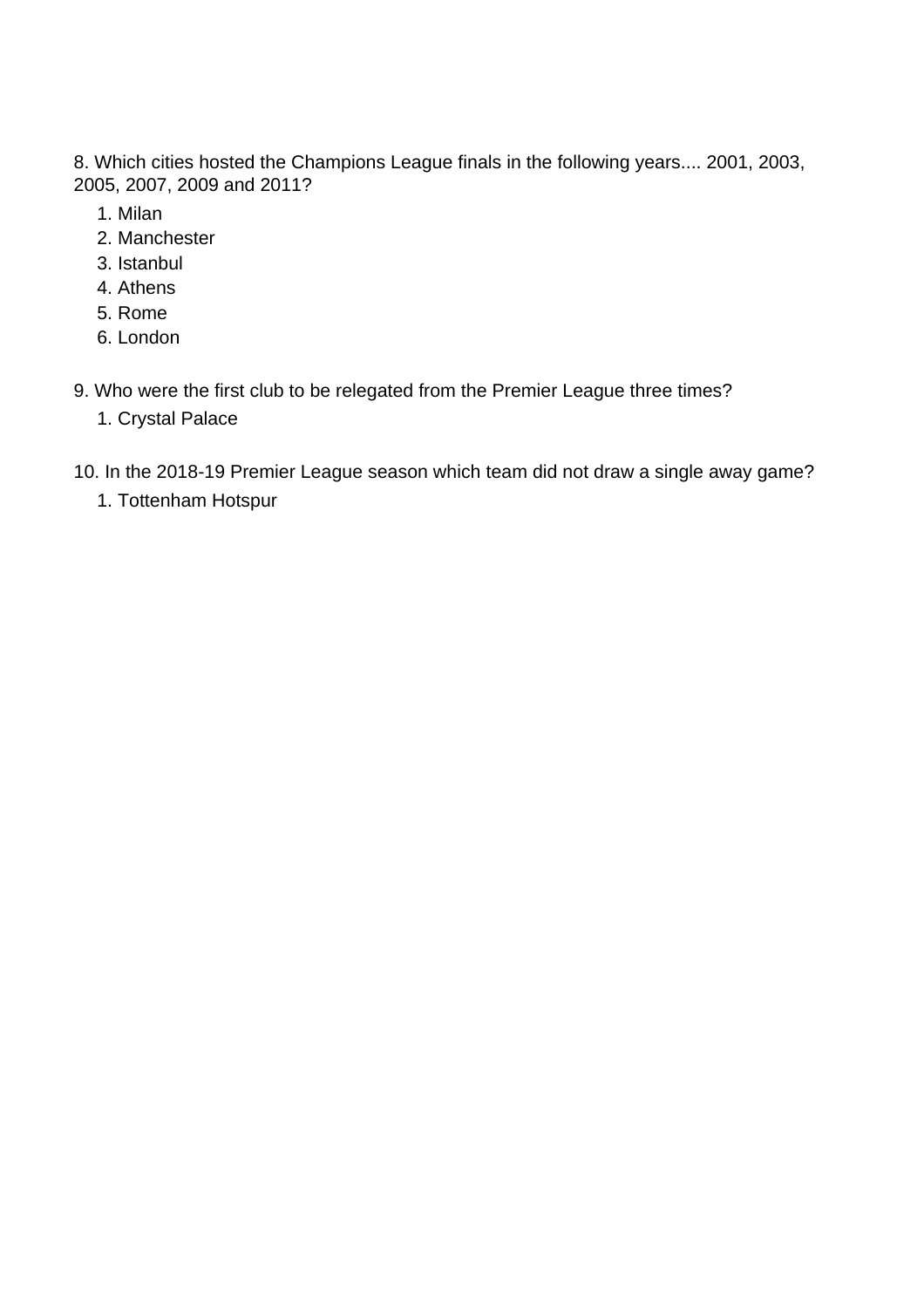8. Which cities hosted the Champions League finals in the following years.... 2001, 2003, 2005, 2007, 2009 and 2011?

1. Milan
2. Manchester
3. Istanbul
4. Athens
5. Rome
6. London

9. Who were the first club to be relegated from the Premier League three times?

1. Crystal Palace

10. In the 2018-19 Premier League season which team did not draw a single away game?

1. Tottenham Hotspur